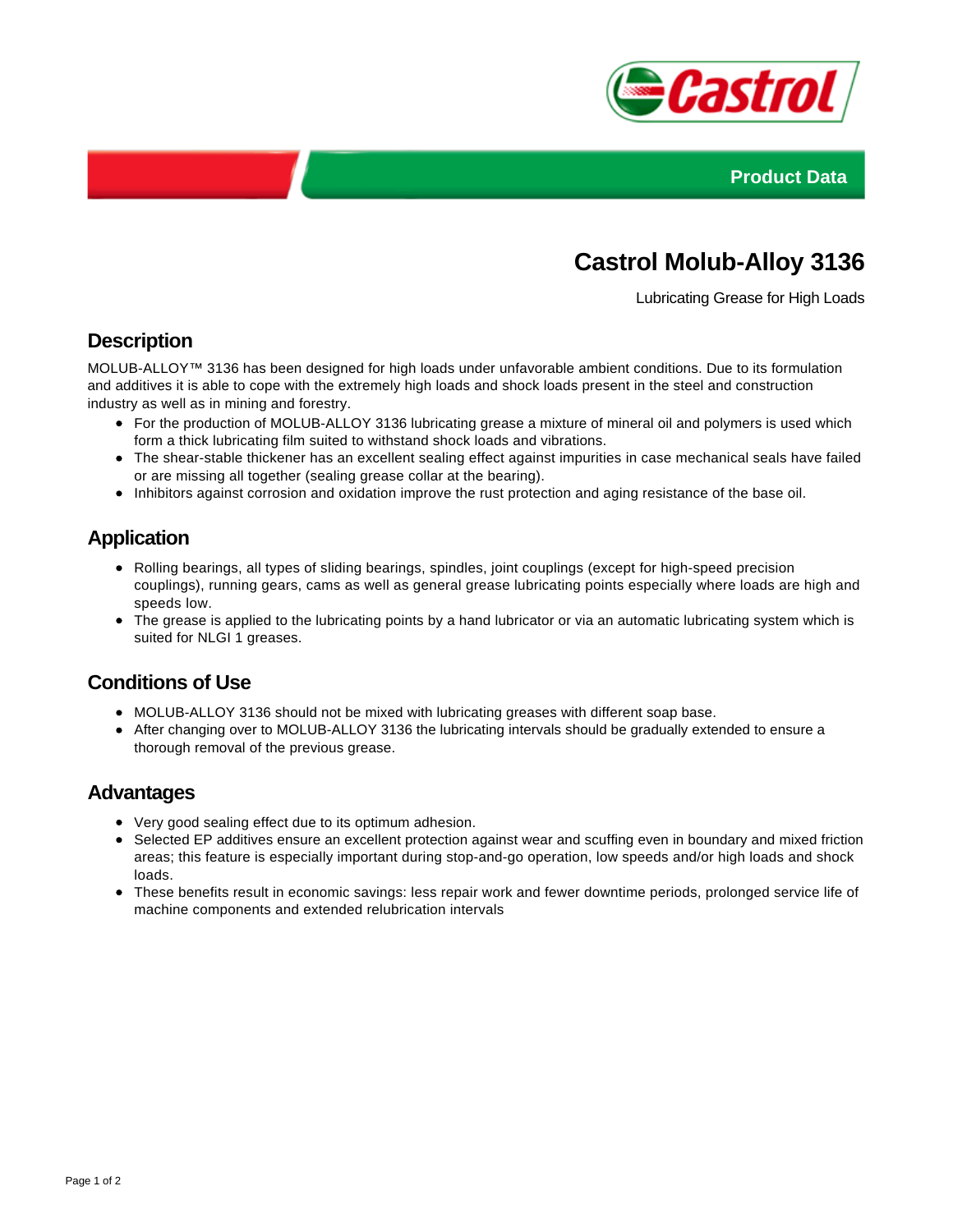Product Data

# Castrol Molub-Alloy 3136

Lubricating Grease for High Loads

## Description

MOLUB-ALLOY™ 3136 has been designed for high loads under unfavorable ambient conditions. Due to its formulation and additives it is able to cope with the extremely high loads and shock loads present in the steel and construction industry as well as in mining and forestry.

- For the production of MOLUB-ALLOY 3136 lubricating grease a mixture of mineral oil and polymers is used which form a thick lubricating film suited to withstand shock loads and vibrations.
- The shear-stable thickener has an excellent sealing effect against impurities in case mechanical seals have failed or are missing all together (sealing grease collar at the bearing).
- Inhibitors against corrosion and oxidation improve the rust protection and aging resistance of the base oil.

## Application

- Rolling bearings, all types of sliding bearings, spindles, joint couplings (except for high-speed precision couplings), running gears, cams as well as general grease lubricating points especially where loads are high and speeds low.
- The grease is applied to the lubricating points by a hand lubricator or via an automatic lubricating system which is suited for NLGI 1 greases.

## Conditions of Use

- MOLUB-ALLOY 3136 should not be mixed with lubricating greases with different soap base.
- After changing over to MOLUB-ALLOY 3136 the lubricating intervals should be gradually extended to ensure a thorough removal of the previous grease.

## Advantages

- Very good sealing effect due to its optimum adhesion.
- Selected EP additives ensure an excellent protection against wear and scuffing even in boundary and mixed friction areas; this feature is especially important during stop-and-go operation, low speeds and/or high loads and shock loads.
- These benefits result in economic savings: less repair work and fewer downtime periods, prolonged service life of machine components and extended relubrication intervals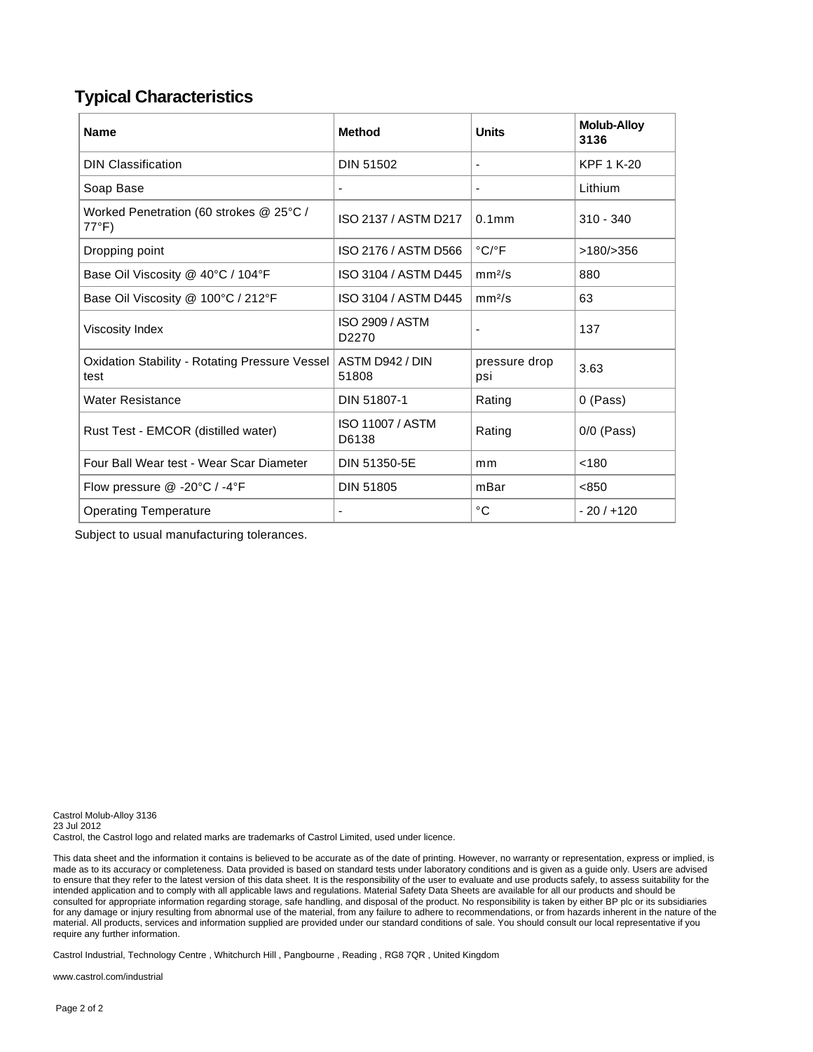## Typical Characteristics

| Name | Method | Units | Molub-Alloy 3136 |
|---|---|---|---|
| DIN Classification | DIN 51502 | - | KPF 1 K-20 |
| Soap Base | - | - | Lithium |
| Worked Penetration (60 strokes @ 25°C / 77°F) | ISO 2137 / ASTM D217 | 0.1mm | 310 - 340 |
| Dropping point | ISO 2176 / ASTM D566 | °C/°F | >180/>356 |
| Base Oil Viscosity @ 40°C / 104°F | ISO 3104 / ASTM D445 | mm²/s | 880 |
| Base Oil Viscosity @ 100°C / 212°F | ISO 3104 / ASTM D445 | mm²/s | 63 |
| Viscosity Index | ISO 2909 / ASTM D2270 | - | 137 |
| Oxidation Stability - Rotating Pressure Vessel test | ASTM D942 / DIN 51808 | pressure drop psi | 3.63 |
| Water Resistance | DIN 51807-1 | Rating | 0 (Pass) |
| Rust Test - EMCOR (distilled water) | ISO 11007 / ASTM D6138 | Rating | 0/0 (Pass) |
| Four Ball Wear test - Wear Scar Diameter | DIN 51350-5E | mm | <180 |
| Flow pressure @ -20°C / -4°F | DIN 51805 | mBar | <850 |
| Operating Temperature | - | °C | - 20 / +120 |

Subject to usual manufacturing tolerances.

Castrol Molub-Alloy 3136
23 Jul 2012
Castrol, the Castrol logo and related marks are trademarks of Castrol Limited, used under licence.

This data sheet and the information it contains is believed to be accurate as of the date of printing. However, no warranty or representation, express or implied, is made as to its accuracy or completeness. Data provided is based on standard tests under laboratory conditions and is given as a guide only. Users are advised to ensure that they refer to the latest version of this data sheet. It is the responsibility of the user to evaluate and use products safely, to assess suitability for the intended application and to comply with all applicable laws and regulations. Material Safety Data Sheets are available for all our products and should be consulted for appropriate information regarding storage, safe handling, and disposal of the product. No responsibility is taken by either BP plc or its subsidiaries for any damage or injury resulting from abnormal use of the material, from any failure to adhere to recommendations, or from hazards inherent in the nature of the material. All products, services and information supplied are provided under our standard conditions of sale. You should consult our local representative if you require any further information.

Castrol Industrial, Technology Centre , Whitchurch Hill , Pangbourne , Reading , RG8 7QR , United Kingdom

www.castrol.com/industrial